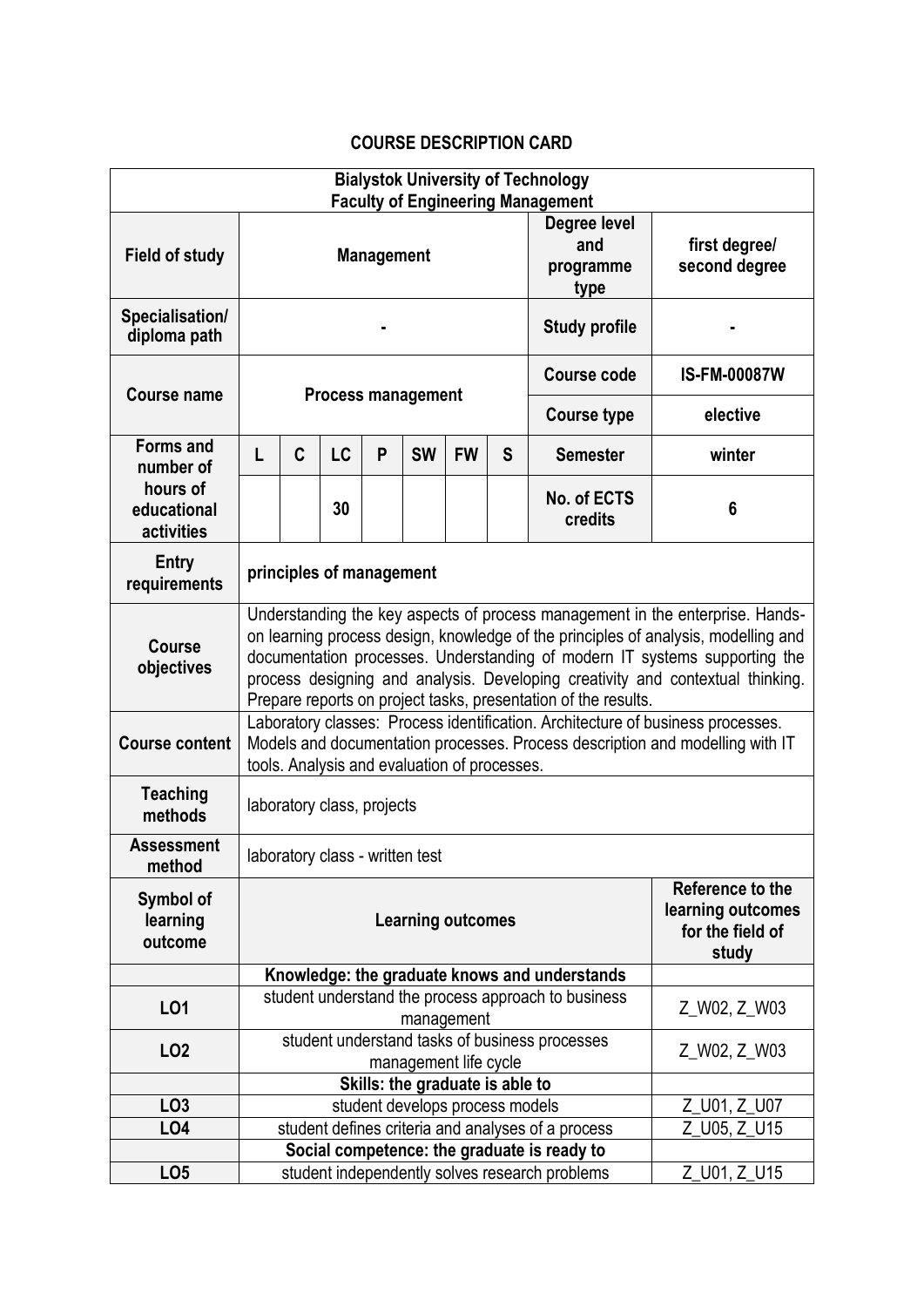# COURSE DESCRIPTION CARD

| Bialystok University of Technology<br>Faculty of Engineering Management | | | | | | | | | |
|---|---|---|---|---|---|---|---|---|---|
| **Field of study** | **Management** | | | | | | | **Degree level and programme type** | **first degree/ second degree** |
| **Specialisation/ diploma path** | **-** | | | | | | | **Study profile** | **-** |
| **Course name** | **Process management** | | | | | | | **Course code** | **IS-FM-00087W** |
| | | | | | | | | **Course type** | **elective** |
| **Forms and number of hours of educational activities** | **L** | **C** | **LC** | **P** | **SW** | **FW** | **S** | **Semester** | **winter** |
| | | | **30** | | | | | **No. of ECTS credits** | **6** |
| **Entry requirements** | **principles of management** | | | | | | | | |
| **Course objectives** | Understanding the key aspects of process management in the enterprise. Hands-on learning process design, knowledge of the principles of analysis, modelling and documentation processes. Understanding of modern IT systems supporting the process designing and analysis. Developing creativity and contextual thinking. Prepare reports on project tasks, presentation of the results. | | | | | | | | |
| **Course content** | Laboratory classes: Process identification. Architecture of business processes. Models and documentation processes. Process description and modelling with IT tools. Analysis and evaluation of processes. | | | | | | | | |
| **Teaching methods** | laboratory class, projects | | | | | | | | |
| **Assessment method** | laboratory class - written test | | | | | | | | |
| **Symbol of learning outcome** | **Learning outcomes** | | | | | | | | **Reference to the learning outcomes for the field of study** |
| | **Knowledge: the graduate knows and understands** | | | | | | | | |
| **LO1** | student understand the process approach to business management | | | | | | | | Z_W02, Z_W03 |
| **LO2** | student understand tasks of business processes management life cycle | | | | | | | | Z_W02, Z_W03 |
| | **Skills: the graduate is able to** | | | | | | | | |
| **LO3** | student develops process models | | | | | | | | Z_U01, Z_U07 |
| **LO4** | student defines criteria and analyses of a process | | | | | | | | Z_U05, Z_U15 |
| | **Social competence: the graduate is ready to** | | | | | | | | |
| **LO5** | student independently solves research problems | | | | | | | | Z_U01, Z_U15 |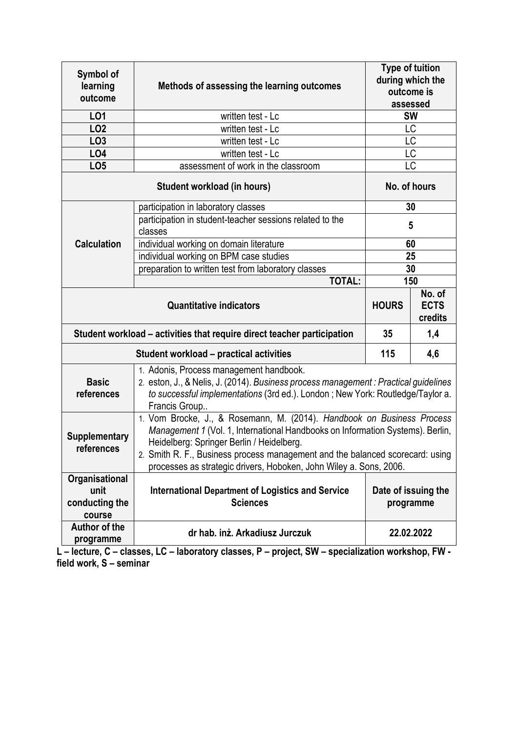| Symbol of learning outcome | Methods of assessing the learning outcomes | Type of tuition during which the outcome is assessed | |
|---|---|---|---|
| **LO1** | written test - Lc | **SW** | |
| **LO2** | written test - Lc | LC | |
| **LO3** | written test - Lc | LC | |
| **LO4** | written test - Lc | LC | |
| **LO5** | assessment of work in the classroom | LC | |
| **Student workload (in hours)** | | **No. of hours** | |
| **Calculation** | participation in laboratory classes | **30** | |
| | participation in student-teacher sessions related to the classes | **5** | |
| | individual working on domain literature | **60** | |
| | individual working on BPM case studies | **25** | |
| | preparation to written test from laboratory classes | **30** | |
| | **TOTAL:** | **150** | |
| **Quantitative indicators** | | **HOURS** | **No. of ECTS credits** |
| **Student workload – activities that require direct teacher participation** | | **35** | **1,4** |
| **Student workload – practical activities** | | **115** | **4,6** |
| **Basic references** | 1. Adonis, Process management handbook.<br>2. eston, J., & Nelis, J. (2014). *Business process management : Practical guidelines to successful implementations* (3rd ed.). London ; New York: Routledge/Taylor a. Francis Group.. | | |
| **Supplementary references** | 1. Vom Brocke, J., & Rosemann, M. (2014). *Handbook on Business Process Management 1* (Vol. 1, International Handbooks on Information Systems). Berlin, Heidelberg: Springer Berlin / Heidelberg.<br>2. Smith R. F., Business process management and the balanced scorecard: using processes as strategic drivers, Hoboken, John Wiley a. Sons, 2006. | | |
| **Organisational unit conducting the course** | **International Department of Logistics and Service Sciences** | **Date of issuing the programme** | |
| **Author of the programme** | **dr hab. inż. Arkadiusz Jurczuk** | **22.02.2022** | |

**L – lecture, C – classes, LC – laboratory classes, P – project, SW – specialization workshop, FW - field work, S – seminar**